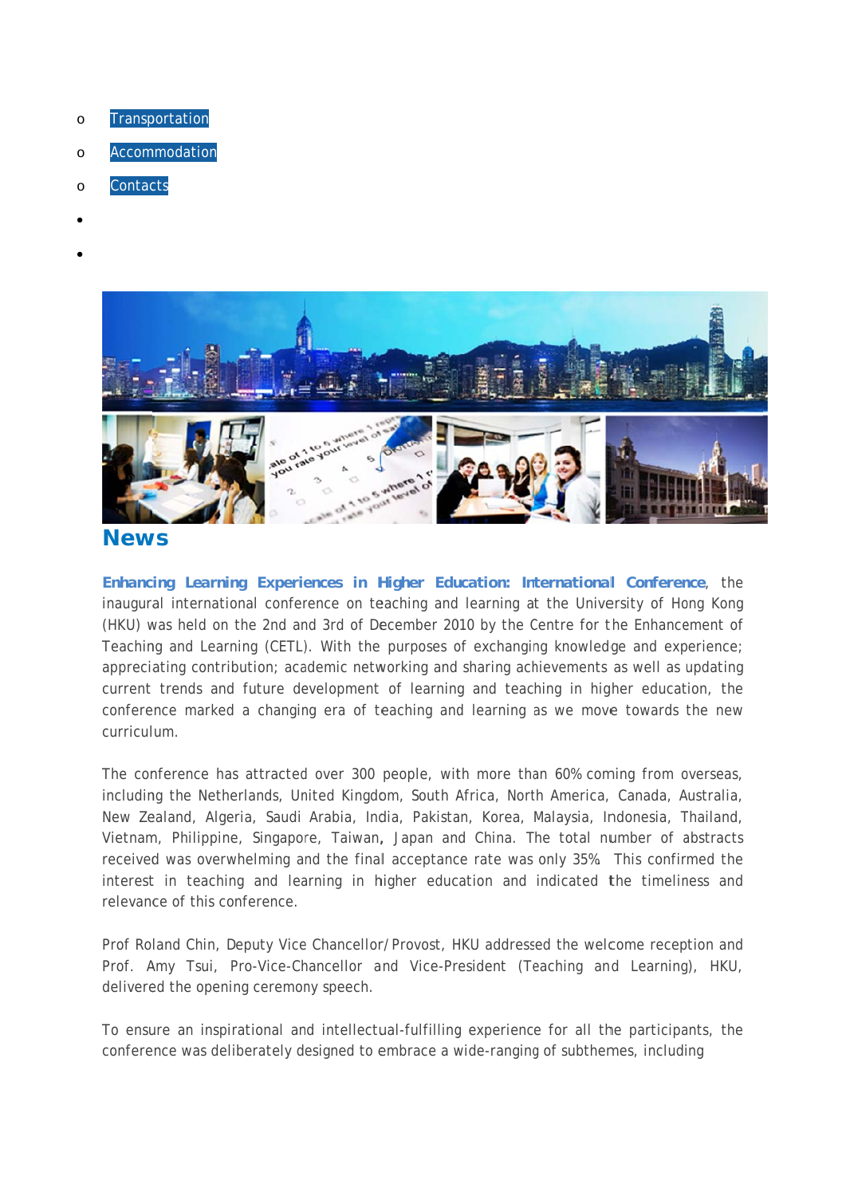- Transportation
- Accommodation
- Contacts

## News

**Enhancing Learning Experiences in Higher Education: International Conference**, the inaugural international conference on teaching and learning at the University of Hong Kong (HKU) was held on the 2nd and 3rd of December 2010 by the Centre for the Enhancement of Teaching and Learning (CETL). With the purposes of exchanging knowledge and experience; appreciating contribution; academic networking and sharing achievements as well as updating current trends and future development of learning and teaching in higher education, the conference marked a changing era of teaching and learning as we move towards the new curriculum.

The conference has attracted over 300 people, with more than 60% coming from overseas, including the Netherlands, United Kingdom, South Africa, North America, Canada, Australia, New Zealand, Algeria, Saudi Arabia, India, Pakistan, Korea, Malaysia, Indonesia, Thailand, Vietnam, Philippine, Singapore, Taiwan, Japan and China. The total number of abstracts received was overwhelming and the final acceptance rate was only 35%. This confirmed the interest in teaching and learning in higher education and indicated the timeliness and relevance of this conference.

Prof Roland Chin, Deputy Vice Chancellor/Provost, HKU addressed the welcome reception and Prof. Amy Tsui, Pro-Vice-Chancellor and Vice-President (Teaching and Learning), HKU, delivered the opening ceremony speech.

To ensure an inspirational and intellectual-fulfilling experience for all the participants, the conference was deliberately designed to embrace a wide-ranging of subthemes, including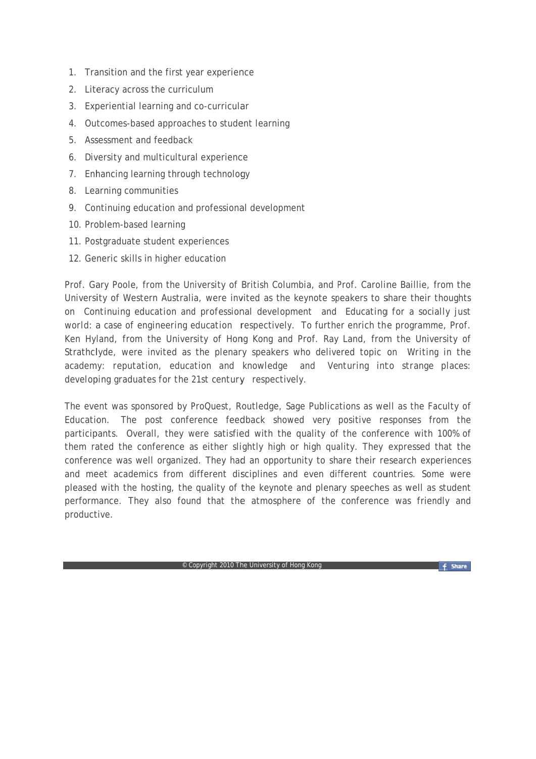1. Transition and the first year experience
2. Literacy across the curriculum
3. Experiential learning and co-curricular
4. Outcomes-based approaches to student learning
5. Assessment and feedback
6. Diversity and multicultural experience
7. Enhancing learning through technology
8. Learning communities
9. Continuing education and professional development
10. Problem-based learning
11. Postgraduate student experiences
12. Generic skills in higher education

Prof. Gary Poole, from the University of British Columbia, and Prof. Caroline Baillie, from the University of Western Australia, were invited as the keynote speakers to share their thoughts on Continuing education and professional development and Educating for a socially just world: a case of engineering education respectively. To further enrich the programme, Prof. Ken Hyland, from the University of Hong Kong and Prof. Ray Land, from the University of Strathclyde, were invited as the plenary speakers who delivered topic on Writing in the academy: reputation, education and knowledge and Venturing into strange places: developing graduates for the 21st century respectively.

The event was sponsored by ProQuest, Routledge, Sage Publications as well as the Faculty of Education. The post conference feedback showed very positive responses from the participants. Overall, they were satisfied with the quality of the conference with 100% of them rated the conference as either slightly high or high quality. They expressed that the conference was well organized. They had an opportunity to share their research experiences and meet academics from different disciplines and even different countries. Some were pleased with the hosting, the quality of the keynote and plenary speeches as well as student performance. They also found that the atmosphere of the conference was friendly and productive.

© Copyright 2010 The University of Hong Kong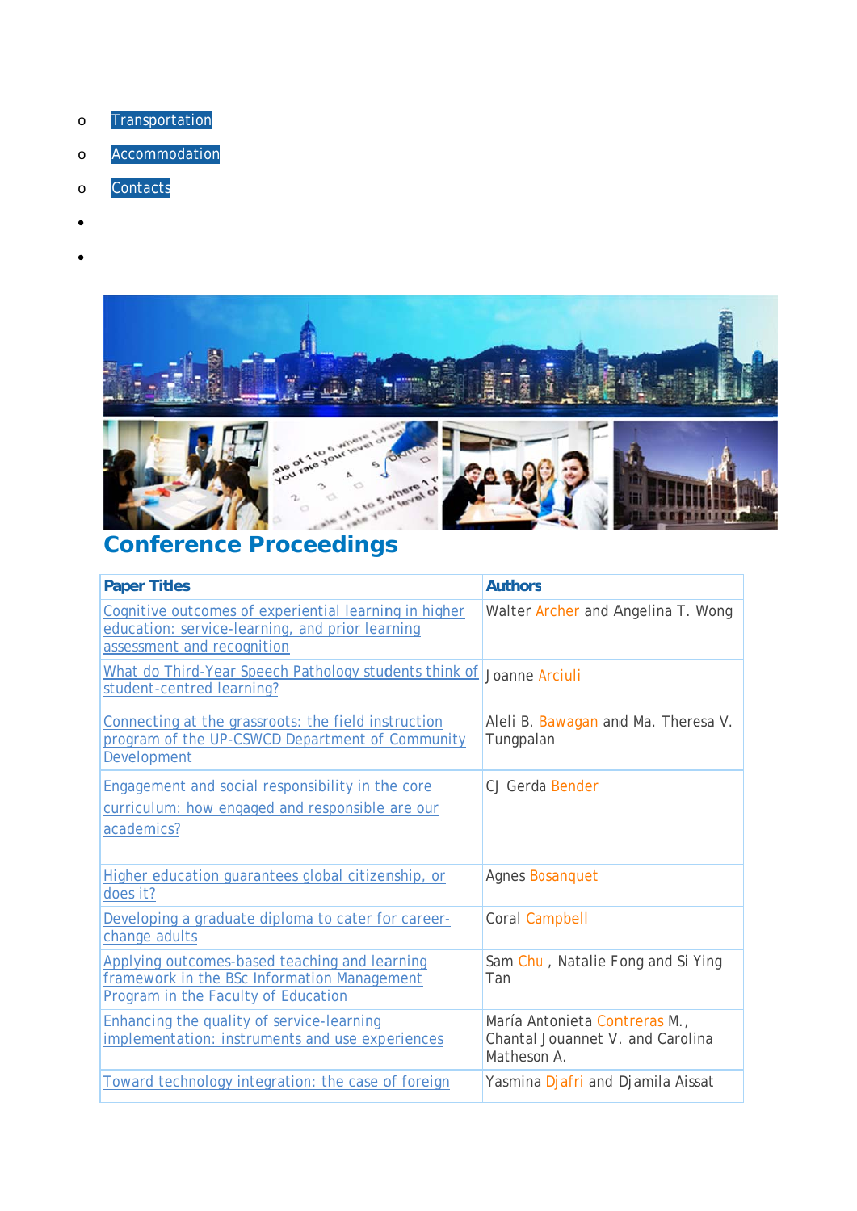- Transportation
- Accommodation
- Contacts

# Conference Proceedings

| Paper Titles | Authors |
|---|---|
| Cognitive outcomes of experiential learning in higher education: service-learning, and prior learning assessment and recognition | Walter Archer and Angelina T. Wong |
| What do Third-Year Speech Pathology students think of student-centred learning? | Joanne Arciuli |
| Connecting at the grassroots: the field instruction program of the UP-CSWCD Department of Community Development | Aleli B. Bawagan and Ma. Theresa V. Tungpalan |
| Engagement and social responsibility in the core curriculum: how engaged and responsible are our academics? | CJ Gerda Bender |
| Higher education guarantees global citizenship, or does it? | Agnes Bosanquet |
| Developing a graduate diploma to cater for career-change adults | Coral Campbell |
| Applying outcomes-based teaching and learning framework in the BSc Information Management Program in the Faculty of Education | Sam Chu , Natalie Fong and Si Ying Tan |
| Enhancing the quality of service-learning implementation: instruments and use experiences | María Antonieta Contreras M., Chantal Jouannet V. and Carolina Matheson A. |
| Toward technology integration: the case of foreign | Yasmina Djafri and Djamila Aissat |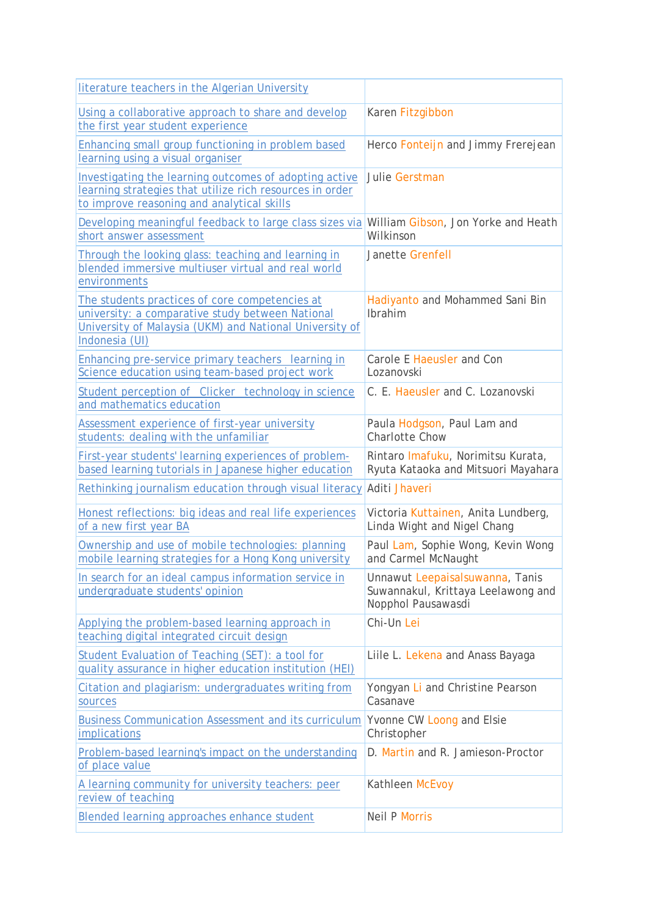| | |
|---|---|
| literature teachers in the Algerian University | |
| Using a collaborative approach to share and develop the first year student experience | Karen Fitzgibbon |
| Enhancing small group functioning in problem based learning using a visual organiser | Herco Fonteijn and Jimmy Frerejean |
| Investigating the learning outcomes of adopting active learning strategies that utilize rich resources in order to improve reasoning and analytical skills | Julie Gerstman |
| Developing meaningful feedback to large class sizes via short answer assessment | William Gibson, Jon Yorke and Heath Wilkinson |
| Through the looking glass: teaching and learning in blended immersive multiuser virtual and real world environments | Janette Grenfell |
| The students practices of core competencies at university: a comparative study between National University of Malaysia (UKM) and National University of Indonesia (UI) | Hadiyanto and Mohammed Sani Bin Ibrahim |
| Enhancing pre-service primary teachers learning in Science education using team-based project work | Carole E Haeusler and Con Lozanovski |
| Student perception of Clicker technology in science and mathematics education | C. E. Haeusler and C. Lozanovski |
| Assessment experience of first-year university students: dealing with the unfamiliar | Paula Hodgson, Paul Lam and Charlotte Chow |
| First-year students' learning experiences of problem-based learning tutorials in Japanese higher education | Rintaro Imafuku, Norimitsu Kurata, Ryuta Kataoka and Mitsuori Mayahara |
| Rethinking journalism education through visual literacy | Aditi Jhaveri |
| Honest reflections: big ideas and real life experiences of a new first year BA | Victoria Kuttainen, Anita Lundberg, Linda Wight and Nigel Chang |
| Ownership and use of mobile technologies: planning mobile learning strategies for a Hong Kong university | Paul Lam, Sophie Wong, Kevin Wong and Carmel McNaught |
| In search for an ideal campus information service in undergraduate students' opinion | Unnawut Leepaisalsuwanna, Tanis Suwannakul, Krittaya Leelawong and Nopphol Pausawasdi |
| Applying the problem-based learning approach in teaching digital integrated circuit design | Chi-Un Lei |
| Student Evaluation of Teaching (SET): a tool for quality assurance in higher education institution (HEI) | Liile L. Lekena and Anass Bayaga |
| Citation and plagiarism: undergraduates writing from sources | Yongyan Li and Christine Pearson Casanave |
| Business Communication Assessment and its curriculum implications | Yvonne CW Loong and Elsie Christopher |
| Problem-based learning's impact on the understanding of place value | D. Martin and R. Jamieson-Proctor |
| A learning community for university teachers: peer review of teaching | Kathleen McEvoy |
| Blended learning approaches enhance student | Neil P Morris |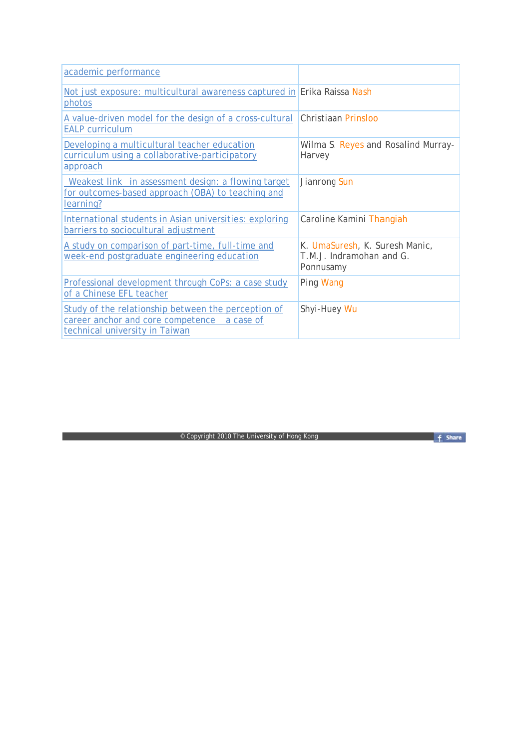| | |
|---|---|
| academic performance | |
| Not just exposure: multicultural awareness captured in photos | Erika Raissa Nash |
| A value-driven model for the design of a cross-cultural EALP curriculum | Christiaan Prinsloo |
| Developing a multicultural teacher education curriculum using a collaborative-participatory approach | Wilma S. Reyes and Rosalind Murray-Harvey |
| Weakest link in assessment design: a flowing target for outcomes-based approach (OBA) to teaching and learning? | Jianrong Sun |
| International students in Asian universities: exploring barriers to sociocultural adjustment | Caroline Kamini Thangiah |
| A study on comparison of part-time, full-time and week-end postgraduate engineering education | K. UmaSuresh, K. Suresh Manic, T.M.J. Indramohan and G. Ponnusamy |
| Professional development through CoPs: a case study of a Chinese EFL teacher | Ping Wang |
| Study of the relationship between the perception of career anchor and core competence a case of technical university in Taiwan | Shyi-Huey Wu |

© Copyright 2010 The University of Hong Kong

Share